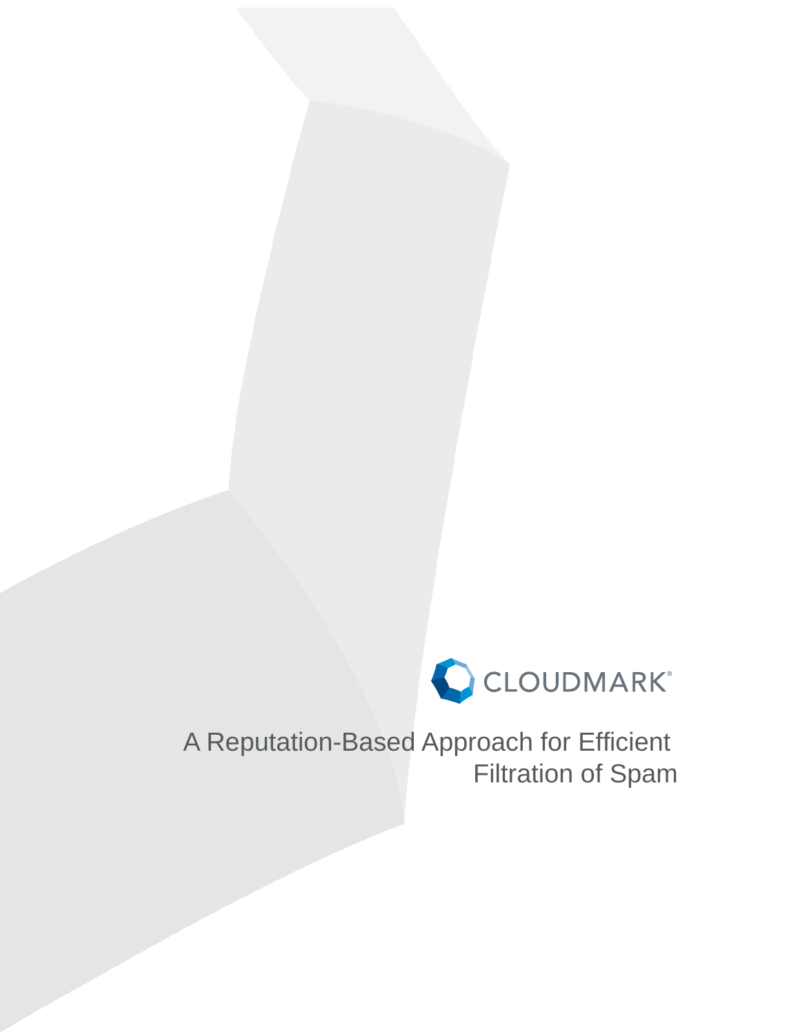CLOUDMARK®

# A Reputation-Based Approach for Efficient Filtration of Spam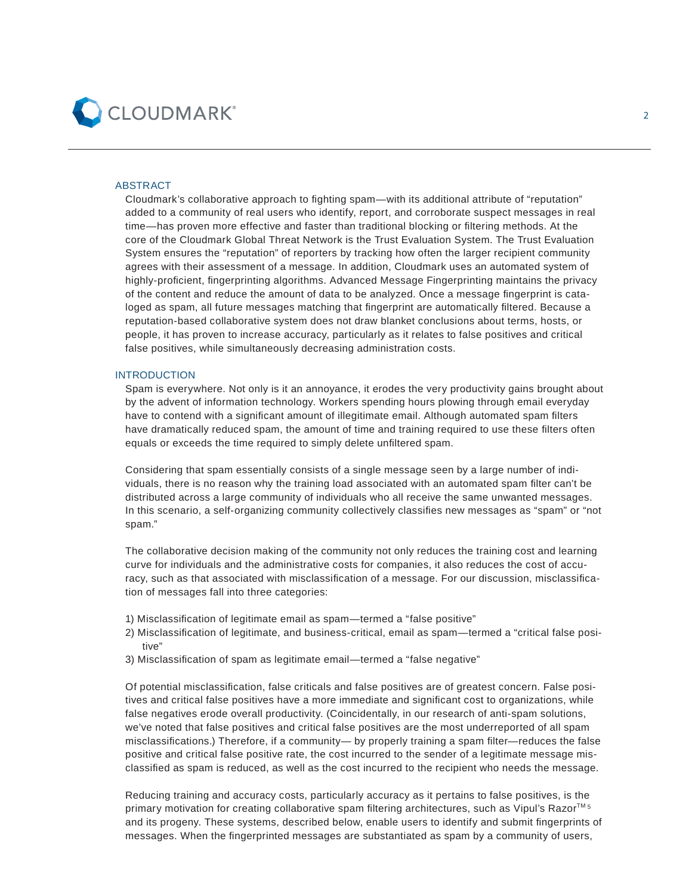## ABSTRACT

Cloudmark's collaborative approach to fighting spam—with its additional attribute of "reputation" added to a community of real users who identify, report, and corroborate suspect messages in real time—has proven more effective and faster than traditional blocking or filtering methods. At the core of the Cloudmark Global Threat Network is the Trust Evaluation System. The Trust Evaluation System ensures the "reputation" of reporters by tracking how often the larger recipient community agrees with their assessment of a message. In addition, Cloudmark uses an automated system of highly-proficient, fingerprinting algorithms. Advanced Message Fingerprinting maintains the privacy of the content and reduce the amount of data to be analyzed. Once a message fingerprint is cataloged as spam, all future messages matching that fingerprint are automatically filtered. Because a reputation-based collaborative system does not draw blanket conclusions about terms, hosts, or people, it has proven to increase accuracy, particularly as it relates to false positives and critical false positives, while simultaneously decreasing administration costs.

## INTRODUCTION

Spam is everywhere. Not only is it an annoyance, it erodes the very productivity gains brought about by the advent of information technology. Workers spending hours plowing through email everyday have to contend with a significant amount of illegitimate email. Although automated spam filters have dramatically reduced spam, the amount of time and training required to use these filters often equals or exceeds the time required to simply delete unfiltered spam.

Considering that spam essentially consists of a single message seen by a large number of individuals, there is no reason why the training load associated with an automated spam filter can't be distributed across a large community of individuals who all receive the same unwanted messages. In this scenario, a self-organizing community collectively classifies new messages as "spam" or "not spam."

The collaborative decision making of the community not only reduces the training cost and learning curve for individuals and the administrative costs for companies, it also reduces the cost of accuracy, such as that associated with misclassification of a message. For our discussion, misclassification of messages fall into three categories:

1) Misclassification of legitimate email as spam—termed a "false positive"
2) Misclassification of legitimate, and business-critical, email as spam—termed a "critical false positive"
3) Misclassification of spam as legitimate email—termed a "false negative"

Of potential misclassification, false criticals and false positives are of greatest concern. False positives and critical false positives have a more immediate and significant cost to organizations, while false negatives erode overall productivity. (Coincidentally, in our research of anti-spam solutions, we've noted that false positives and critical false positives are the most underreported of all spam misclassifications.) Therefore, if a community— by properly training a spam filter—reduces the false positive and critical false positive rate, the cost incurred to the sender of a legitimate message misclassified as spam is reduced, as well as the cost incurred to the recipient who needs the message.

Reducing training and accuracy costs, particularly accuracy as it pertains to false positives, is the primary motivation for creating collaborative spam filtering architectures, such as Vipul's Razor™ [5] and its progeny. These systems, described below, enable users to identify and submit fingerprints of messages. When the fingerprinted messages are substantiated as spam by a community of users,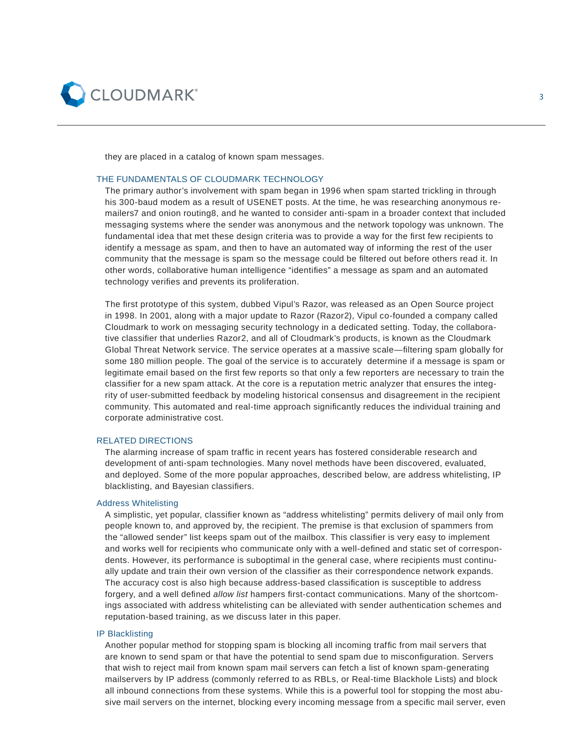they are placed in a catalog of known spam messages.

## THE FUNDAMENTALS OF CLOUDMARK TECHNOLOGY

The primary author's involvement with spam began in 1996 when spam started trickling in through his 300-baud modem as a result of USENET posts. At the time, he was researching anonymous remailers[7] and onion routing[8], and he wanted to consider anti-spam in a broader context that included messaging systems where the sender was anonymous and the network topology was unknown. The fundamental idea that met these design criteria was to provide a way for the first few recipients to identify a message as spam, and then to have an automated way of informing the rest of the user community that the message is spam so the message could be filtered out before others read it. In other words, collaborative human intelligence "identifies" a message as spam and an automated technology verifies and prevents its proliferation.

The first prototype of this system, dubbed Vipul's Razor, was released as an Open Source project in 1998. In 2001, along with a major update to Razor (Razor2), Vipul co-founded a company called Cloudmark to work on messaging security technology in a dedicated setting. Today, the collaborative classifier that underlies Razor2, and all of Cloudmark's products, is known as the Cloudmark Global Threat Network service. The service operates at a massive scale—filtering spam globally for some 180 million people. The goal of the service is to accurately determine if a message is spam or legitimate email based on the first few reports so that only a few reporters are necessary to train the classifier for a new spam attack. At the core is a reputation metric analyzer that ensures the integrity of user-submitted feedback by modeling historical consensus and disagreement in the recipient community. This automated and real-time approach significantly reduces the individual training and corporate administrative cost.

## RELATED DIRECTIONS

The alarming increase of spam traffic in recent years has fostered considerable research and development of anti-spam technologies. Many novel methods have been discovered, evaluated, and deployed. Some of the more popular approaches, described below, are address whitelisting, IP blacklisting, and Bayesian classifiers.

### Address Whitelisting

A simplistic, yet popular, classifier known as "address whitelisting" permits delivery of mail only from people known to, and approved by, the recipient. The premise is that exclusion of spammers from the "allowed sender" list keeps spam out of the mailbox. This classifier is very easy to implement and works well for recipients who communicate only with a well-defined and static set of correspondents. However, its performance is suboptimal in the general case, where recipients must continually update and train their own version of the classifier as their correspondence network expands. The accuracy cost is also high because address-based classification is susceptible to address forgery, and a well defined *allow list* hampers first-contact communications. Many of the shortcomings associated with address whitelisting can be alleviated with sender authentication schemes and reputation-based training, as we discuss later in this paper.

### IP Blacklisting

Another popular method for stopping spam is blocking all incoming traffic from mail servers that are known to send spam or that have the potential to send spam due to misconfiguration. Servers that wish to reject mail from known spam mail servers can fetch a list of known spam-generating mailservers by IP address (commonly referred to as RBLs, or Real-time Blackhole Lists) and block all inbound connections from these systems. While this is a powerful tool for stopping the most abusive mail servers on the internet, blocking every incoming message from a specific mail server, even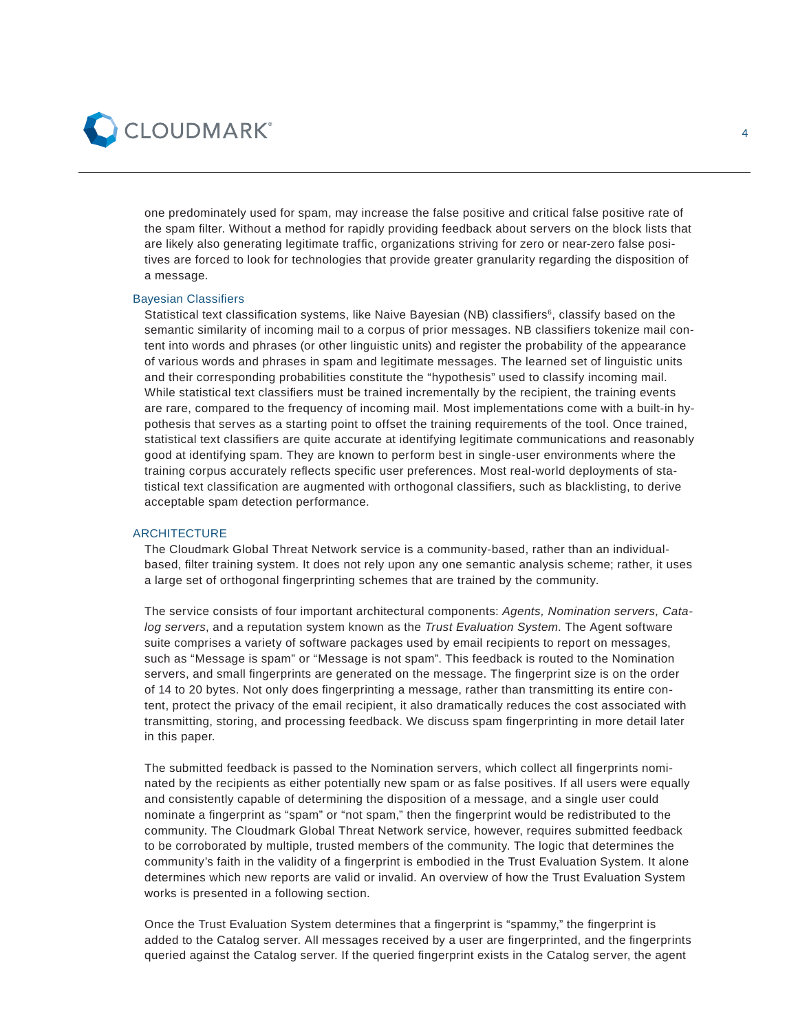one predominately used for spam, may increase the false positive and critical false positive rate of the spam filter. Without a method for rapidly providing feedback about servers on the block lists that are likely also generating legitimate traffic, organizations striving for zero or near-zero false positives are forced to look for technologies that provide greater granularity regarding the disposition of a message.

### Bayesian Classifiers

Statistical text classification systems, like Naive Bayesian (NB) classifiers[6], classify based on the semantic similarity of incoming mail to a corpus of prior messages. NB classifiers tokenize mail content into words and phrases (or other linguistic units) and register the probability of the appearance of various words and phrases in spam and legitimate messages. The learned set of linguistic units and their corresponding probabilities constitute the "hypothesis" used to classify incoming mail. While statistical text classifiers must be trained incrementally by the recipient, the training events are rare, compared to the frequency of incoming mail. Most implementations come with a built-in hypothesis that serves as a starting point to offset the training requirements of the tool. Once trained, statistical text classifiers are quite accurate at identifying legitimate communications and reasonably good at identifying spam. They are known to perform best in single-user environments where the training corpus accurately reflects specific user preferences. Most real-world deployments of statistical text classification are augmented with orthogonal classifiers, such as blacklisting, to derive acceptable spam detection performance.

## ARCHITECTURE

The Cloudmark Global Threat Network service is a community-based, rather than an individual-based, filter training system. It does not rely upon any one semantic analysis scheme; rather, it uses a large set of orthogonal fingerprinting schemes that are trained by the community.

The service consists of four important architectural components: *Agents, Nomination servers, Catalog servers*, and a reputation system known as the *Trust Evaluation System*. The Agent software suite comprises a variety of software packages used by email recipients to report on messages, such as "Message is spam" or "Message is not spam". This feedback is routed to the Nomination servers, and small fingerprints are generated on the message. The fingerprint size is on the order of 14 to 20 bytes. Not only does fingerprinting a message, rather than transmitting its entire content, protect the privacy of the email recipient, it also dramatically reduces the cost associated with transmitting, storing, and processing feedback. We discuss spam fingerprinting in more detail later in this paper.

The submitted feedback is passed to the Nomination servers, which collect all fingerprints nominated by the recipients as either potentially new spam or as false positives. If all users were equally and consistently capable of determining the disposition of a message, and a single user could nominate a fingerprint as "spam" or "not spam," then the fingerprint would be redistributed to the community. The Cloudmark Global Threat Network service, however, requires submitted feedback to be corroborated by multiple, trusted members of the community. The logic that determines the community's faith in the validity of a fingerprint is embodied in the Trust Evaluation System. It alone determines which new reports are valid or invalid. An overview of how the Trust Evaluation System works is presented in a following section.

Once the Trust Evaluation System determines that a fingerprint is "spammy," the fingerprint is added to the Catalog server. All messages received by a user are fingerprinted, and the fingerprints queried against the Catalog server. If the queried fingerprint exists in the Catalog server, the agent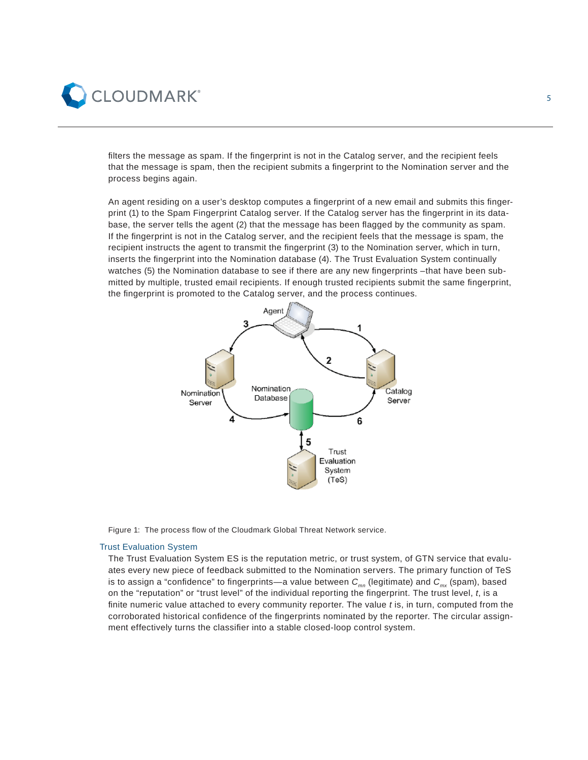filters the message as spam. If the fingerprint is not in the Catalog server, and the recipient feels that the message is spam, then the recipient submits a fingerprint to the Nomination server and the process begins again.

An agent residing on a user's desktop computes a fingerprint of a new email and submits this fingerprint (1) to the Spam Fingerprint Catalog server. If the Catalog server has the fingerprint in its database, the server tells the agent (2) that the message has been flagged by the community as spam. If the fingerprint is not in the Catalog server, and the recipient feels that the message is spam, the recipient instructs the agent to transmit the fingerprint (3) to the Nomination server, which in turn, inserts the fingerprint into the Nomination database (4). The Trust Evaluation System continually watches (5) the Nomination database to see if there are any new fingerprints –that have been submitted by multiple, trusted email recipients. If enough trusted recipients submit the same fingerprint, the fingerprint is promoted to the Catalog server, and the process continues.

Figure 1: The process flow of the Cloudmark Global Threat Network service.

## Trust Evaluation System

The Trust Evaluation System ES is the reputation metric, or trust system, of GTN service that evaluates every new piece of feedback submitted to the Nomination servers. The primary function of TeS is to assign a "confidence" to fingerprints—a value between $C_{mn}$ (legitimate) and $C_{mx}$ (spam), based on the "reputation" or "trust level" of the individual reporting the fingerprint. The trust level, *t*, is a finite numeric value attached to every community reporter. The value *t* is, in turn, computed from the corroborated historical confidence of the fingerprints nominated by the reporter. The circular assignment effectively turns the classifier into a stable closed-loop control system.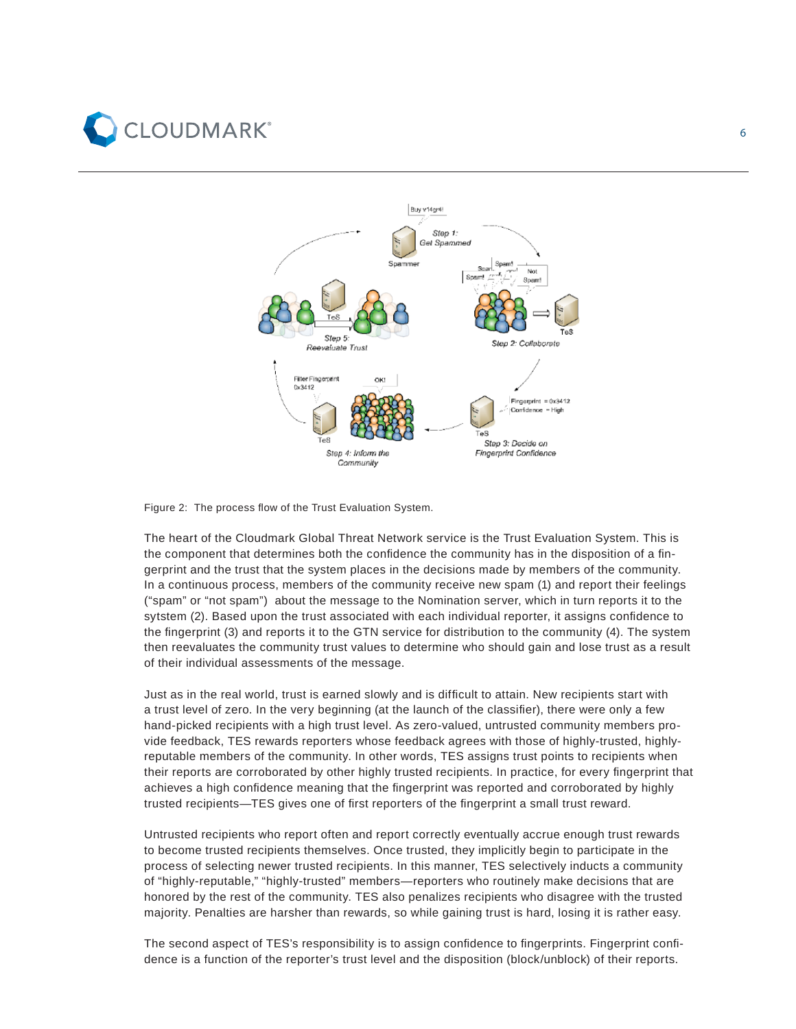Figure 2: The process flow of the Trust Evaluation System.

The heart of the Cloudmark Global Threat Network service is the Trust Evaluation System. This is the component that determines both the confidence the community has in the disposition of a fingerprint and the trust that the system places in the decisions made by members of the community. In a continuous process, members of the community receive new spam (1) and report their feelings ("spam" or "not spam") about the message to the Nomination server, which in turn reports it to the sytstem (2). Based upon the trust associated with each individual reporter, it assigns confidence to the fingerprint (3) and reports it to the GTN service for distribution to the community (4). The system then reevaluates the community trust values to determine who should gain and lose trust as a result of their individual assessments of the message.

Just as in the real world, trust is earned slowly and is difficult to attain. New recipients start with a trust level of zero. In the very beginning (at the launch of the classifier), there were only a few hand-picked recipients with a high trust level. As zero-valued, untrusted community members provide feedback, TES rewards reporters whose feedback agrees with those of highly-trusted, highly-reputable members of the community. In other words, TES assigns trust points to recipients when their reports are corroborated by other highly trusted recipients. In practice, for every fingerprint that achieves a high confidence meaning that the fingerprint was reported and corroborated by highly trusted recipients—TES gives one of first reporters of the fingerprint a small trust reward.

Untrusted recipients who report often and report correctly eventually accrue enough trust rewards to become trusted recipients themselves. Once trusted, they implicitly begin to participate in the process of selecting newer trusted recipients. In this manner, TES selectively inducts a community of "highly-reputable," "highly-trusted" members—reporters who routinely make decisions that are honored by the rest of the community. TES also penalizes recipients who disagree with the trusted majority. Penalties are harsher than rewards, so while gaining trust is hard, losing it is rather easy.

The second aspect of TES's responsibility is to assign confidence to fingerprints. Fingerprint confidence is a function of the reporter's trust level and the disposition (block/unblock) of their reports.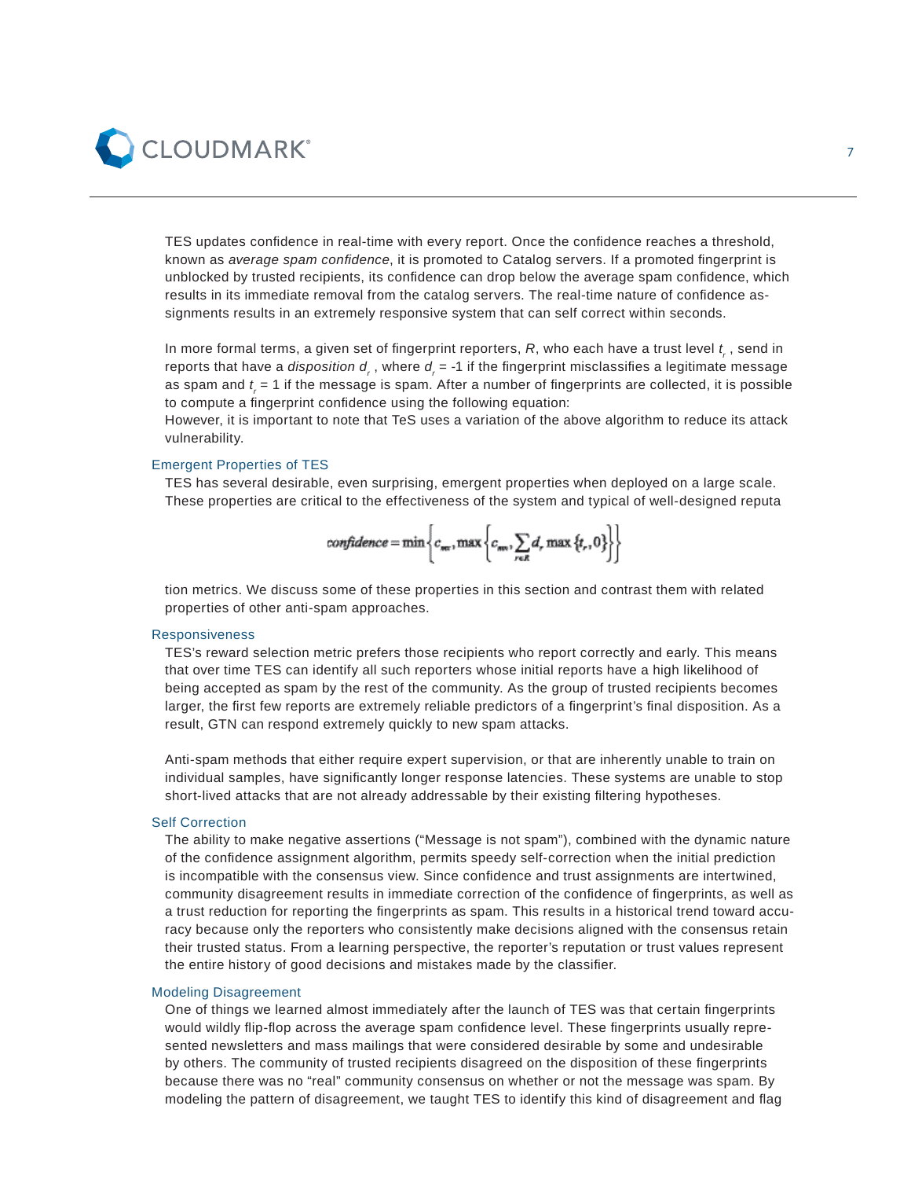TES updates confidence in real-time with every report. Once the confidence reaches a threshold, known as *average spam confidence*, it is promoted to Catalog servers. If a promoted fingerprint is unblocked by trusted recipients, its confidence can drop below the average spam confidence, which results in its immediate removal from the catalog servers. The real-time nature of confidence assignments results in an extremely responsive system that can self correct within seconds.

In more formal terms, a given set of fingerprint reporters, $R$, who each have a trust level $t_r$ , send in reports that have a *disposition* $d_r$ , where $d_r$ = -1 if the fingerprint misclassifies a legitimate message as spam and $t_r$ = 1 if the message is spam. After a number of fingerprints are collected, it is possible to compute a fingerprint confidence using the following equation:

However, it is important to note that TeS uses a variation of the above algorithm to reduce its attack vulnerability.

### Emergent Properties of TES

TES has several desirable, even surprising, emergent properties when deployed on a large scale. These properties are critical to the effectiveness of the system and typical of well-designed reputa

$$confidence = \min\left\{c_{max}, \max\left\{c_{min}, \sum_{r \in R} d_r \max\{t_r, 0\}\right\}\right\}$$

tion metrics. We discuss some of these properties in this section and contrast them with related properties of other anti-spam approaches.

### Responsiveness

TES's reward selection metric prefers those recipients who report correctly and early. This means that over time TES can identify all such reporters whose initial reports have a high likelihood of being accepted as spam by the rest of the community. As the group of trusted recipients becomes larger, the first few reports are extremely reliable predictors of a fingerprint's final disposition. As a result, GTN can respond extremely quickly to new spam attacks.

Anti-spam methods that either require expert supervision, or that are inherently unable to train on individual samples, have significantly longer response latencies. These systems are unable to stop short-lived attacks that are not already addressable by their existing filtering hypotheses.

### Self Correction

The ability to make negative assertions ("Message is not spam"), combined with the dynamic nature of the confidence assignment algorithm, permits speedy self-correction when the initial prediction is incompatible with the consensus view. Since confidence and trust assignments are intertwined, community disagreement results in immediate correction of the confidence of fingerprints, as well as a trust reduction for reporting the fingerprints as spam. This results in a historical trend toward accuracy because only the reporters who consistently make decisions aligned with the consensus retain their trusted status. From a learning perspective, the reporter's reputation or trust values represent the entire history of good decisions and mistakes made by the classifier.

### Modeling Disagreement

One of things we learned almost immediately after the launch of TES was that certain fingerprints would wildly flip-flop across the average spam confidence level. These fingerprints usually represented newsletters and mass mailings that were considered desirable by some and undesirable by others. The community of trusted recipients disagreed on the disposition of these fingerprints because there was no "real" community consensus on whether or not the message was spam. By modeling the pattern of disagreement, we taught TES to identify this kind of disagreement and flag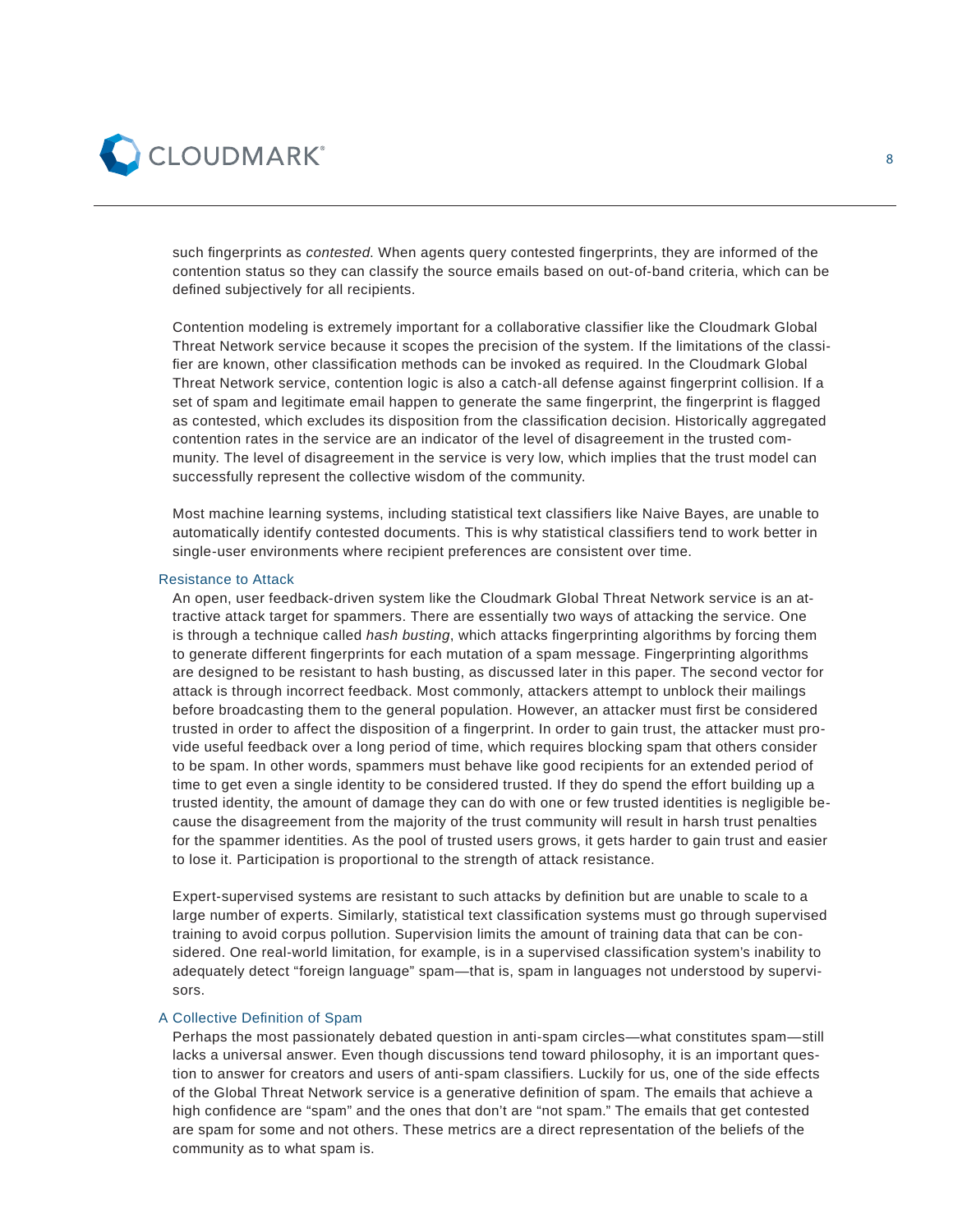such fingerprints as *contested*. When agents query contested fingerprints, they are informed of the contention status so they can classify the source emails based on out-of-band criteria, which can be defined subjectively for all recipients.

Contention modeling is extremely important for a collaborative classifier like the Cloudmark Global Threat Network service because it scopes the precision of the system. If the limitations of the classifier are known, other classification methods can be invoked as required. In the Cloudmark Global Threat Network service, contention logic is also a catch-all defense against fingerprint collision. If a set of spam and legitimate email happen to generate the same fingerprint, the fingerprint is flagged as contested, which excludes its disposition from the classification decision. Historically aggregated contention rates in the service are an indicator of the level of disagreement in the trusted community. The level of disagreement in the service is very low, which implies that the trust model can successfully represent the collective wisdom of the community.

Most machine learning systems, including statistical text classifiers like Naive Bayes, are unable to automatically identify contested documents. This is why statistical classifiers tend to work better in single-user environments where recipient preferences are consistent over time.

### Resistance to Attack

An open, user feedback-driven system like the Cloudmark Global Threat Network service is an attractive attack target for spammers. There are essentially two ways of attacking the service. One is through a technique called *hash busting*, which attacks fingerprinting algorithms by forcing them to generate different fingerprints for each mutation of a spam message. Fingerprinting algorithms are designed to be resistant to hash busting, as discussed later in this paper. The second vector for attack is through incorrect feedback. Most commonly, attackers attempt to unblock their mailings before broadcasting them to the general population. However, an attacker must first be considered trusted in order to affect the disposition of a fingerprint. In order to gain trust, the attacker must provide useful feedback over a long period of time, which requires blocking spam that others consider to be spam. In other words, spammers must behave like good recipients for an extended period of time to get even a single identity to be considered trusted. If they do spend the effort building up a trusted identity, the amount of damage they can do with one or few trusted identities is negligible because the disagreement from the majority of the trust community will result in harsh trust penalties for the spammer identities. As the pool of trusted users grows, it gets harder to gain trust and easier to lose it. Participation is proportional to the strength of attack resistance.

Expert-supervised systems are resistant to such attacks by definition but are unable to scale to a large number of experts. Similarly, statistical text classification systems must go through supervised training to avoid corpus pollution. Supervision limits the amount of training data that can be considered. One real-world limitation, for example, is in a supervised classification system's inability to adequately detect "foreign language" spam—that is, spam in languages not understood by supervisors.

### A Collective Definition of Spam

Perhaps the most passionately debated question in anti-spam circles—what constitutes spam—still lacks a universal answer. Even though discussions tend toward philosophy, it is an important question to answer for creators and users of anti-spam classifiers. Luckily for us, one of the side effects of the Global Threat Network service is a generative definition of spam. The emails that achieve a high confidence are "spam" and the ones that don't are "not spam." The emails that get contested are spam for some and not others. These metrics are a direct representation of the beliefs of the community as to what spam is.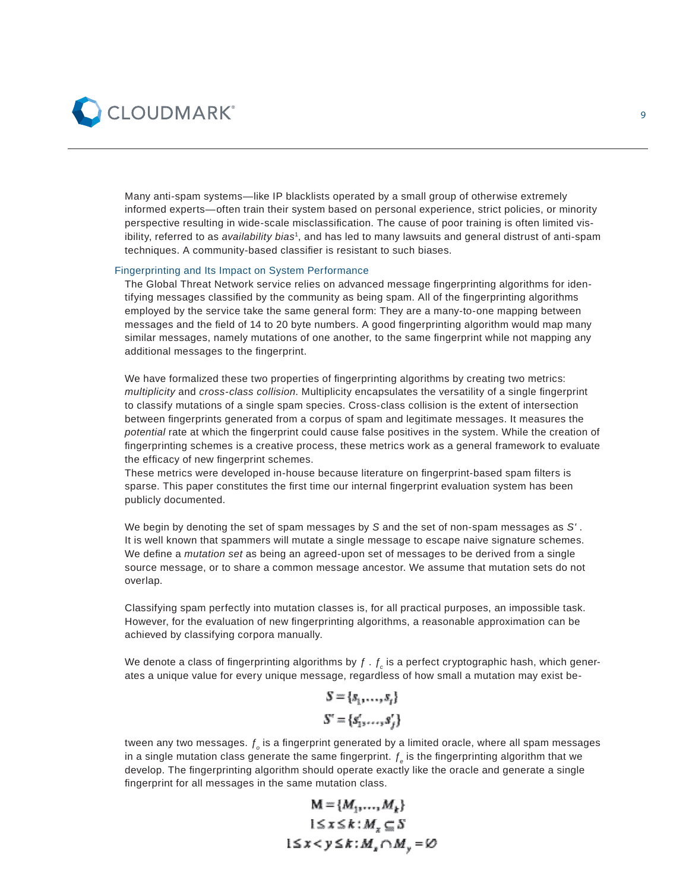Many anti-spam systems—like IP blacklists operated by a small group of otherwise extremely informed experts—often train their system based on personal experience, strict policies, or minority perspective resulting in wide-scale misclassification. The cause of poor training is often limited visibility, referred to as *availability bias*[1], and has led to many lawsuits and general distrust of anti-spam techniques. A community-based classifier is resistant to such biases.

### Fingerprinting and Its Impact on System Performance

The Global Threat Network service relies on advanced message fingerprinting algorithms for identifying messages classified by the community as being spam. All of the fingerprinting algorithms employed by the service take the same general form: They are a many-to-one mapping between messages and the field of 14 to 20 byte numbers. A good fingerprinting algorithm would map many similar messages, namely mutations of one another, to the same fingerprint while not mapping any additional messages to the fingerprint.

We have formalized these two properties of fingerprinting algorithms by creating two metrics: *multiplicity* and *cross-class collision*. Multiplicity encapsulates the versatility of a single fingerprint to classify mutations of a single spam species. Cross-class collision is the extent of intersection between fingerprints generated from a corpus of spam and legitimate messages. It measures the *potential* rate at which the fingerprint could cause false positives in the system. While the creation of fingerprinting schemes is a creative process, these metrics work as a general framework to evaluate the efficacy of new fingerprint schemes.

These metrics were developed in-house because literature on fingerprint-based spam filters is sparse. This paper constitutes the first time our internal fingerprint evaluation system has been publicly documented.

We begin by denoting the set of spam messages by $S$ and the set of non-spam messages as $S'$. It is well known that spammers will mutate a single message to escape naive signature schemes. We define a *mutation set* as being an agreed-upon set of messages to be derived from a single source message, or to share a common message ancestor. We assume that mutation sets do not overlap.

Classifying spam perfectly into mutation classes is, for all practical purposes, an impossible task. However, for the evaluation of new fingerprinting algorithms, a reasonable approximation can be achieved by classifying corpora manually.

We denote a class of fingerprinting algorithms by $f$. $f_c$ is a perfect cryptographic hash, which generates a unique value for every unique message, regardless of how small a mutation may exist between any two messages. $f_o$ is a fingerprint generated by a limited oracle, where all spam messages in a single mutation class generate the same fingerprint. $f_e$ is the fingerprinting algorithm that we develop. The fingerprinting algorithm should operate exactly like the oracle and generate a single fingerprint for all messages in the same mutation class.

$$S = \{s_1, \ldots, s_i\}$$

$$S' = \{s'_1, \ldots, s'_j\}$$

$$\mathbf{M} = \{M_1, \ldots, M_k\}$$

$$1 \le x \le k : M_x \subseteq S$$

$$1 \le x < y \le k : M_x \cap M_y = \emptyset$$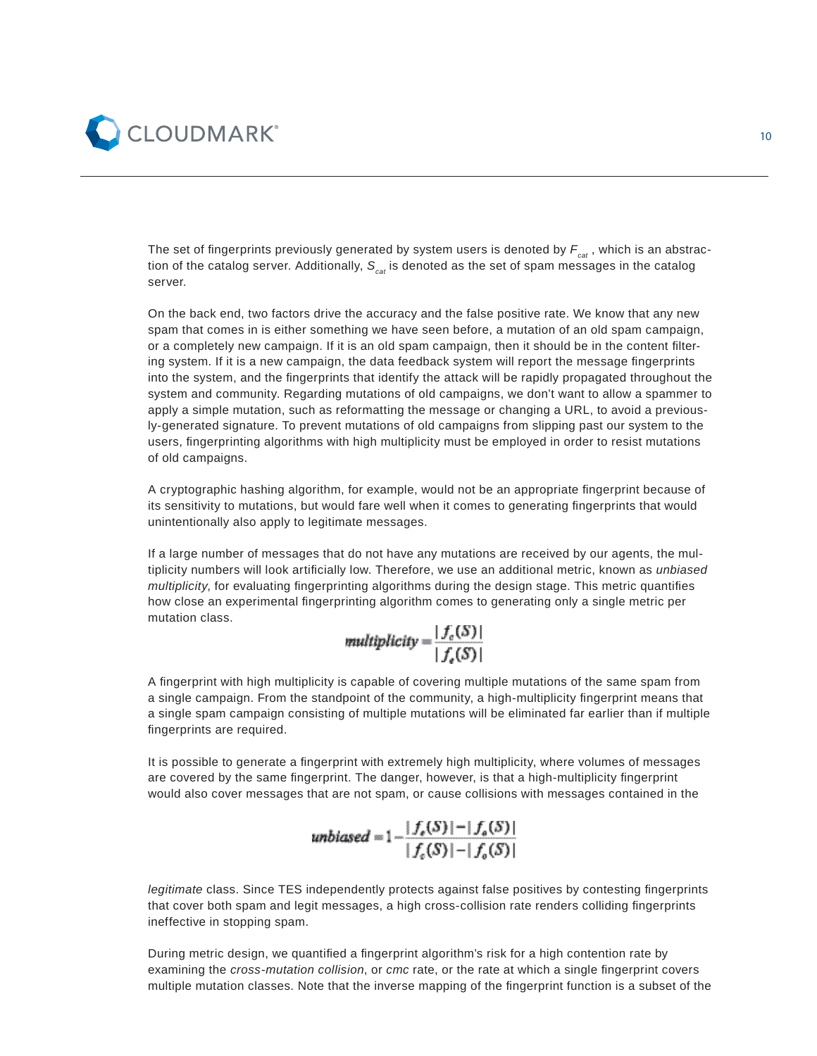The set of fingerprints previously generated by system users is denoted by $F_{cat}$, which is an abstraction of the catalog server. Additionally, $S_{cat}$ is denoted as the set of spam messages in the catalog server.

On the back end, two factors drive the accuracy and the false positive rate. We know that any new spam that comes in is either something we have seen before, a mutation of an old spam campaign, or a completely new campaign. If it is an old spam campaign, then it should be in the content filtering system. If it is a new campaign, the data feedback system will report the message fingerprints into the system, and the fingerprints that identify the attack will be rapidly propagated throughout the system and community. Regarding mutations of old campaigns, we don't want to allow a spammer to apply a simple mutation, such as reformatting the message or changing a URL, to avoid a previously-generated signature. To prevent mutations of old campaigns from slipping past our system to the users, fingerprinting algorithms with high multiplicity must be employed in order to resist mutations of old campaigns.

A cryptographic hashing algorithm, for example, would not be an appropriate fingerprint because of its sensitivity to mutations, but would fare well when it comes to generating fingerprints that would unintentionally also apply to legitimate messages.

If a large number of messages that do not have any mutations are received by our agents, the multiplicity numbers will look artificially low. Therefore, we use an additional metric, known as *unbiased multiplicity*, for evaluating fingerprinting algorithms during the design stage. This metric quantifies how close an experimental fingerprinting algorithm comes to generating only a single metric per mutation class.

$$multiplicity = \frac{|f_c(S)|}{|f_e(S)|}$$

A fingerprint with high multiplicity is capable of covering multiple mutations of the same spam from a single campaign. From the standpoint of the community, a high-multiplicity fingerprint means that a single spam campaign consisting of multiple mutations will be eliminated far earlier than if multiple fingerprints are required.

It is possible to generate a fingerprint with extremely high multiplicity, where volumes of messages are covered by the same fingerprint. The danger, however, is that a high-multiplicity fingerprint would also cover messages that are not spam, or cause collisions with messages contained in the

$$unbiased = 1 - \frac{|f_e(S)| - |f_o(S)|}{|f_c(S)| - |f_o(S)|}$$

*legitimate* class. Since TES independently protects against false positives by contesting fingerprints that cover both spam and legit messages, a high cross-collision rate renders colliding fingerprints ineffective in stopping spam.

During metric design, we quantified a fingerprint algorithm's risk for a high contention rate by examining the *cross-mutation collision*, or *cmc* rate, or the rate at which a single fingerprint covers multiple mutation classes. Note that the inverse mapping of the fingerprint function is a subset of the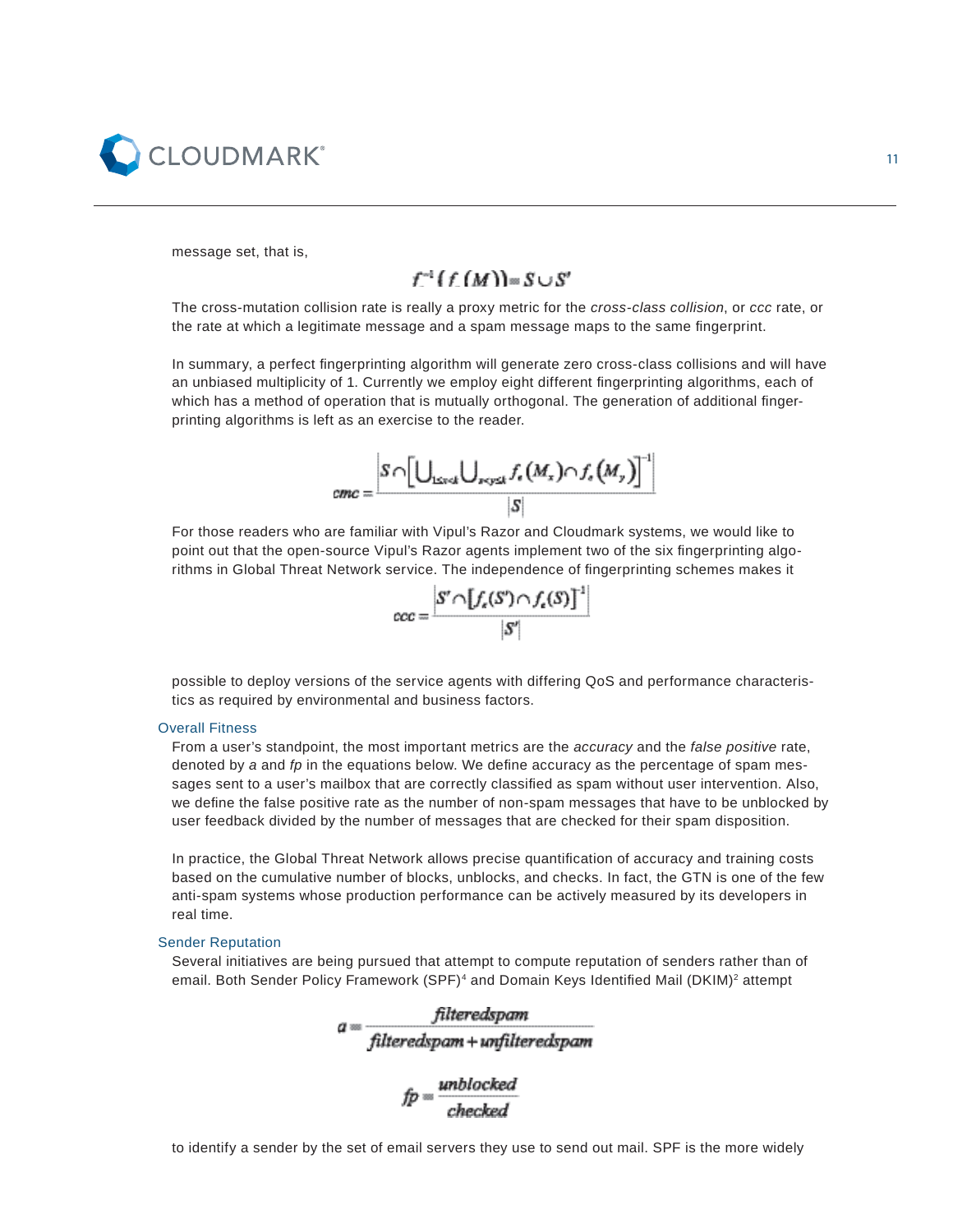message set, that is,

$$f_{-}^{-1}(f_{-}(M)) = S \cup S'$$

The cross-mutation collision rate is really a proxy metric for the *cross-class collision*, or *ccc* rate, or the rate at which a legitimate message and a spam message maps to the same fingerprint.

In summary, a perfect fingerprinting algorithm will generate zero cross-class collisions and will have an unbiased multiplicity of 1. Currently we employ eight different fingerprinting algorithms, each of which has a method of operation that is mutually orthogonal. The generation of additional fingerprinting algorithms is left as an exercise to the reader.

$$cmc = \frac{\left| S \cap \left[ \bigcup_{1 \le x \le k} \bigcup_{x < y \le k} f_c(M_x) \cap f_c(M_y) \right]^{-1} \right|}{|S|}$$

For those readers who are familiar with Vipul's Razor and Cloudmark systems, we would like to point out that the open-source Vipul's Razor agents implement two of the six fingerprinting algorithms in Global Threat Network service. The independence of fingerprinting schemes makes it

$$ccc = \frac{\left| S' \cap \left[ f_c(S') \cap f_c(S) \right]^{-1} \right|}{|S'|}$$

possible to deploy versions of the service agents with differing QoS and performance characteristics as required by environmental and business factors.

### Overall Fitness

From a user's standpoint, the most important metrics are the *accuracy* and the *false positive* rate, denoted by *a* and *fp* in the equations below. We define accuracy as the percentage of spam messages sent to a user's mailbox that are correctly classified as spam without user intervention. Also, we define the false positive rate as the number of non-spam messages that have to be unblocked by user feedback divided by the number of messages that are checked for their spam disposition.

In practice, the Global Threat Network allows precise quantification of accuracy and training costs based on the cumulative number of blocks, unblocks, and checks. In fact, the GTN is one of the few anti-spam systems whose production performance can be actively measured by its developers in real time.

### Sender Reputation

Several initiatives are being pursued that attempt to compute reputation of senders rather than of email. Both Sender Policy Framework (SPF)[4] and Domain Keys Identified Mail (DKIM)[2] attempt

$$a = \frac{filteredspam}{filteredspam + unfilteredspam}$$

$$fp = \frac{unblocked}{checked}$$

to identify a sender by the set of email servers they use to send out mail. SPF is the more widely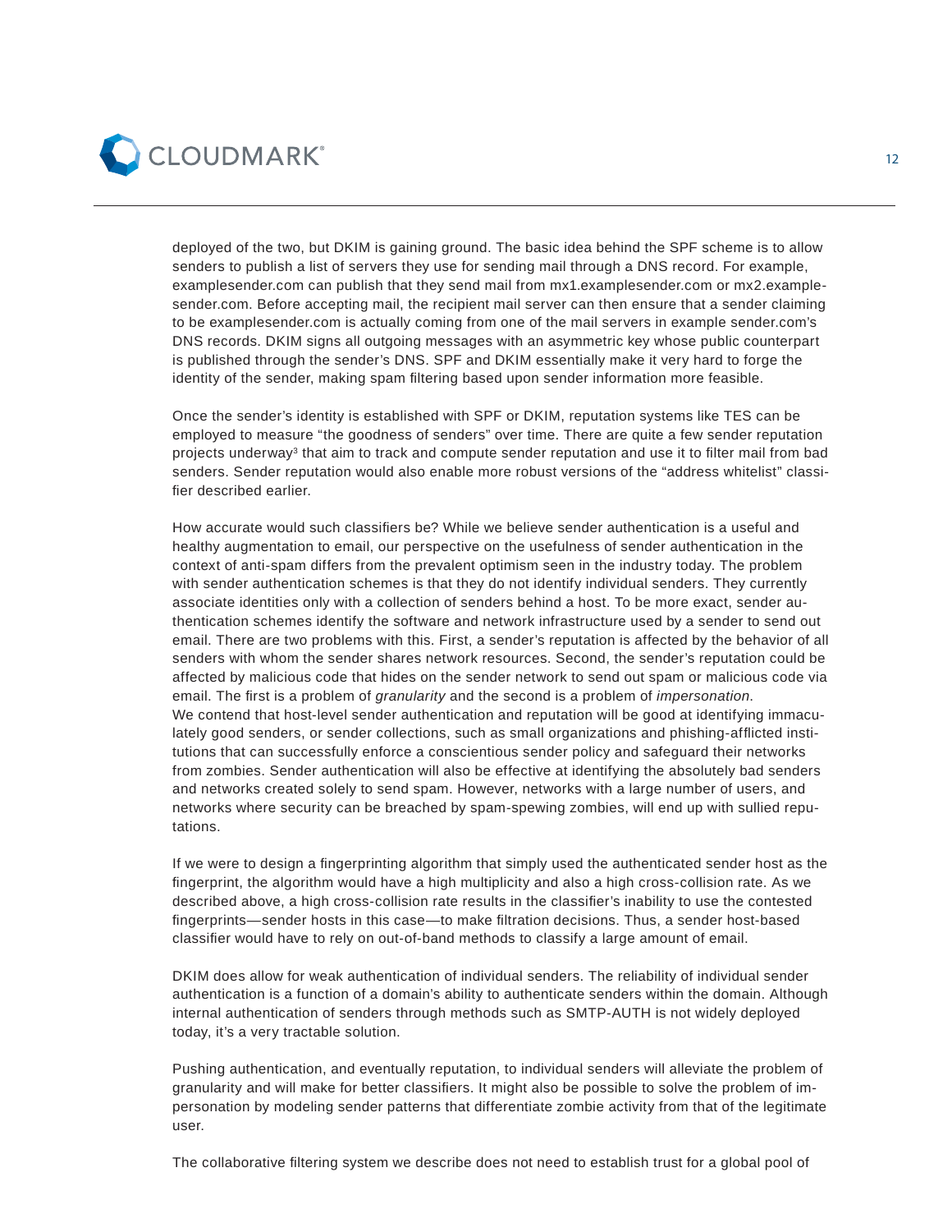deployed of the two, but DKIM is gaining ground. The basic idea behind the SPF scheme is to allow senders to publish a list of servers they use for sending mail through a DNS record. For example, examplesender.com can publish that they send mail from mx1.examplesender.com or mx2.examplesender.com. Before accepting mail, the recipient mail server can then ensure that a sender claiming to be examplesender.com is actually coming from one of the mail servers in example sender.com's DNS records. DKIM signs all outgoing messages with an asymmetric key whose public counterpart is published through the sender's DNS. SPF and DKIM essentially make it very hard to forge the identity of the sender, making spam filtering based upon sender information more feasible.

Once the sender's identity is established with SPF or DKIM, reputation systems like TES can be employed to measure "the goodness of senders" over time. There are quite a few sender reputation projects underway[3] that aim to track and compute sender reputation and use it to filter mail from bad senders. Sender reputation would also enable more robust versions of the "address whitelist" classifier described earlier.

How accurate would such classifiers be? While we believe sender authentication is a useful and healthy augmentation to email, our perspective on the usefulness of sender authentication in the context of anti-spam differs from the prevalent optimism seen in the industry today. The problem with sender authentication schemes is that they do not identify individual senders. They currently associate identities only with a collection of senders behind a host. To be more exact, sender authentication schemes identify the software and network infrastructure used by a sender to send out email. There are two problems with this. First, a sender's reputation is affected by the behavior of all senders with whom the sender shares network resources. Second, the sender's reputation could be affected by malicious code that hides on the sender network to send out spam or malicious code via email. The first is a problem of *granularity* and the second is a problem of *impersonation*.
We contend that host-level sender authentication and reputation will be good at identifying immaculately good senders, or sender collections, such as small organizations and phishing-afflicted institutions that can successfully enforce a conscientious sender policy and safeguard their networks from zombies. Sender authentication will also be effective at identifying the absolutely bad senders and networks created solely to send spam. However, networks with a large number of users, and networks where security can be breached by spam-spewing zombies, will end up with sullied reputations.

If we were to design a fingerprinting algorithm that simply used the authenticated sender host as the fingerprint, the algorithm would have a high multiplicity and also a high cross-collision rate. As we described above, a high cross-collision rate results in the classifier's inability to use the contested fingerprints—sender hosts in this case—to make filtration decisions. Thus, a sender host-based classifier would have to rely on out-of-band methods to classify a large amount of email.

DKIM does allow for weak authentication of individual senders. The reliability of individual sender authentication is a function of a domain's ability to authenticate senders within the domain. Although internal authentication of senders through methods such as SMTP-AUTH is not widely deployed today, it's a very tractable solution.

Pushing authentication, and eventually reputation, to individual senders will alleviate the problem of granularity and will make for better classifiers. It might also be possible to solve the problem of impersonation by modeling sender patterns that differentiate zombie activity from that of the legitimate user.

The collaborative filtering system we describe does not need to establish trust for a global pool of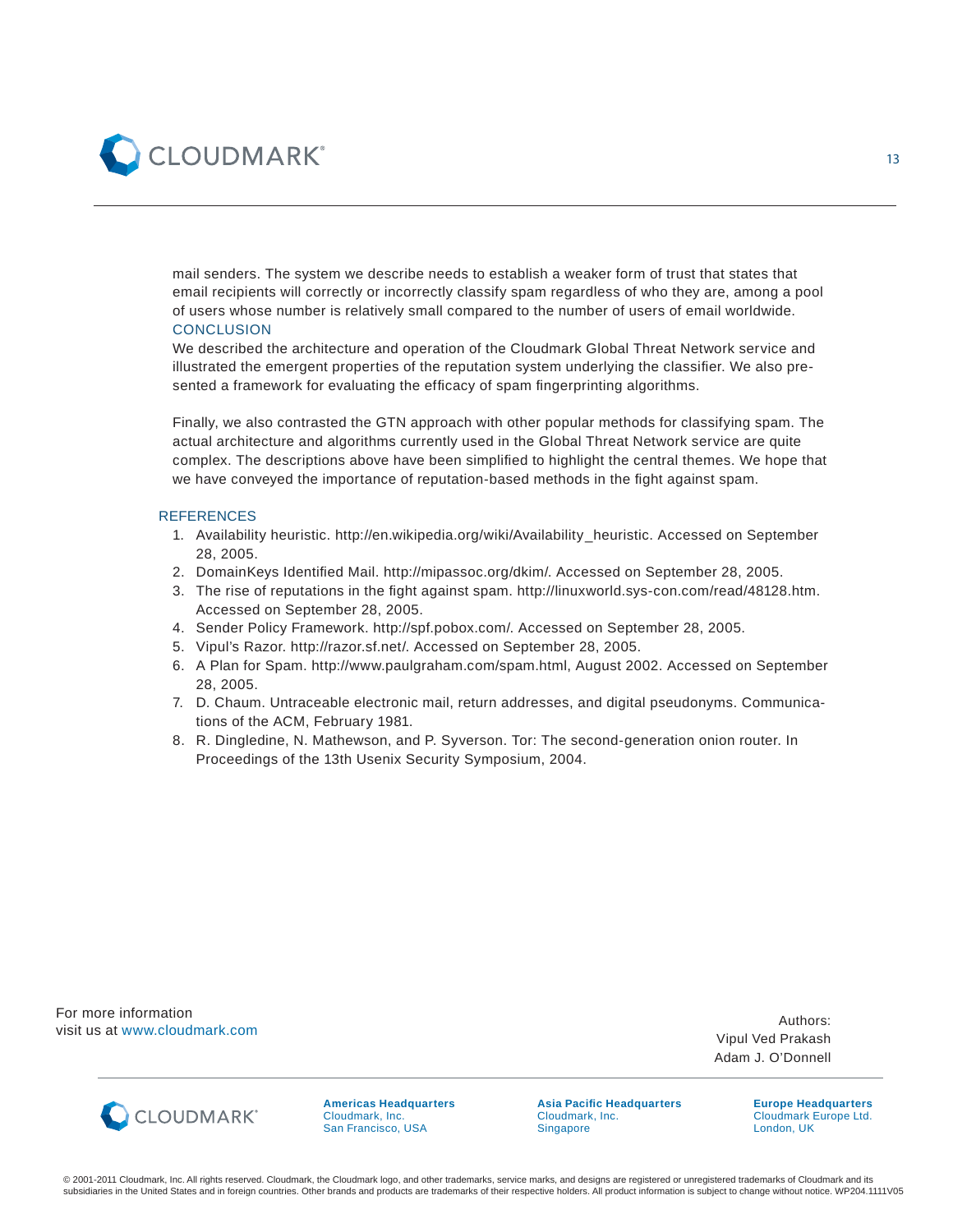mail senders. The system we describe needs to establish a weaker form of trust that states that email recipients will correctly or incorrectly classify spam regardless of who they are, among a pool of users whose number is relatively small compared to the number of users of email worldwide.

## CONCLUSION

We described the architecture and operation of the Cloudmark Global Threat Network service and illustrated the emergent properties of the reputation system underlying the classifier. We also presented a framework for evaluating the efficacy of spam fingerprinting algorithms.

Finally, we also contrasted the GTN approach with other popular methods for classifying spam. The actual architecture and algorithms currently used in the Global Threat Network service are quite complex. The descriptions above have been simplified to highlight the central themes. We hope that we have conveyed the importance of reputation-based methods in the fight against spam.

## REFERENCES

1. Availability heuristic. http://en.wikipedia.org/wiki/Availability_heuristic. Accessed on September 28, 2005.
2. DomainKeys Identified Mail. http://mipassoc.org/dkim/. Accessed on September 28, 2005.
3. The rise of reputations in the fight against spam. http://linuxworld.sys-con.com/read/48128.htm. Accessed on September 28, 2005.
4. Sender Policy Framework. http://spf.pobox.com/. Accessed on September 28, 2005.
5. Vipul's Razor. http://razor.sf.net/. Accessed on September 28, 2005.
6. A Plan for Spam. http://www.paulgraham.com/spam.html, August 2002. Accessed on September 28, 2005.
7. D. Chaum. Untraceable electronic mail, return addresses, and digital pseudonyms. Communications of the ACM, February 1981.
8. R. Dingledine, N. Mathewson, and P. Syverson. Tor: The second-generation onion router. In Proceedings of the 13th Usenix Security Symposium, 2004.

For more information
visit us at www.cloudmark.com

Authors:
Vipul Ved Prakash
Adam J. O'Donnell

**Americas Headquarters**
Cloudmark, Inc.
San Francisco, USA

**Asia Pacific Headquarters**
Cloudmark, Inc.
Singapore

**Europe Headquarters**
Cloudmark Europe Ltd.
London, UK

© 2001-2011 Cloudmark, Inc. All rights reserved. Cloudmark, the Cloudmark logo, and other trademarks, service marks, and designs are registered or unregistered trademarks of Cloudmark and its subsidiaries in the United States and in foreign countries. Other brands and products are trademarks of their respective holders. All product information is subject to change without notice. WP204.1111V05